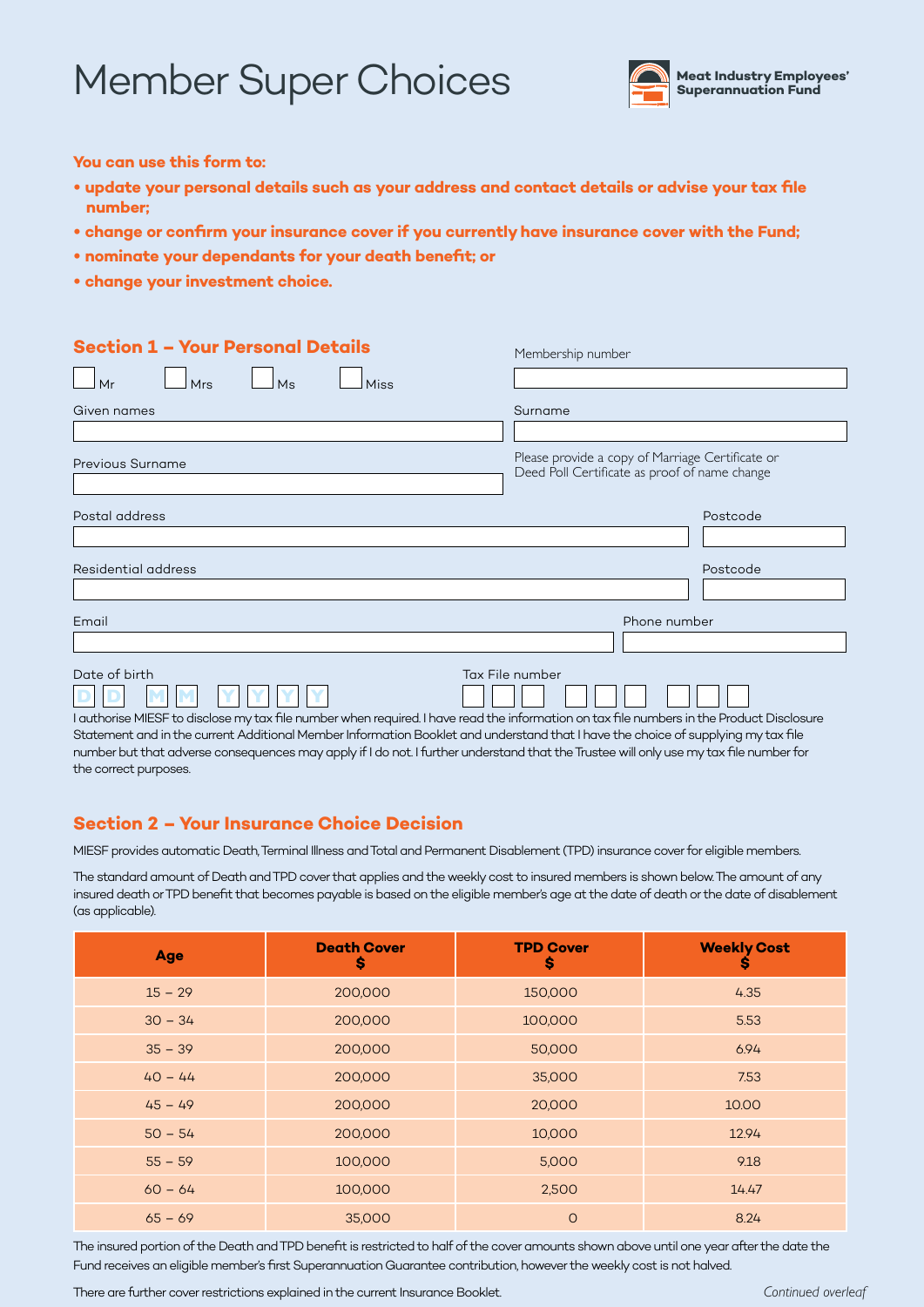# Member Super Choices

**Meat Industry Employees' Superannuation Fund**

**You can use this form to:**

- **update your personal details such as your address and contact details or advise your tax file number;**
- **change or confirm your insurance cover if you currently have insurance cover with the Fund;**
- **nominate your dependants for your death benefit; or**
- **change your investment choice.**

## Section 1 – Your Personal Details

☐ Mr ☐ Mrs ☐ Ms ☐ Miss

Membership number

Given names

Surname

Previous Surname

Please provide a copy of Marriage Certificate or Deed Poll Certificate as proof of name change

Postal address

Postcode

Residential address

Postcode

Email

Phone number

Date of birth D D M M Y Y Y Y

Tax File number

I authorise MIESF to disclose my tax file number when required. I have read the information on tax file numbers in the Product Disclosure Statement and in the current Additional Member Information Booklet and understand that I have the choice of supplying my tax file number but that adverse consequences may apply if I do not. I further understand that the Trustee will only use my tax file number for the correct purposes.

## Section 2 – Your Insurance Choice Decision

MIESF provides automatic Death, Terminal Illness and Total and Permanent Disablement (TPD) insurance cover for eligible members.

The standard amount of Death and TPD cover that applies and the weekly cost to insured members is shown below. The amount of any insured death or TPD benefit that becomes payable is based on the eligible member's age at the date of death or the date of disablement (as applicable).

| Age | Death Cover $ | TPD Cover $ | Weekly Cost $ |
|---|---|---|---|
| 15 – 29 | 200,000 | 150,000 | 4.35 |
| 30 – 34 | 200,000 | 100,000 | 5.53 |
| 35 – 39 | 200,000 | 50,000 | 6.94 |
| 40 – 44 | 200,000 | 35,000 | 7.53 |
| 45 – 49 | 200,000 | 20,000 | 10.00 |
| 50 – 54 | 200,000 | 10,000 | 12.94 |
| 55 – 59 | 100,000 | 5,000 | 9.18 |
| 60 – 64 | 100,000 | 2,500 | 14.47 |
| 65 – 69 | 35,000 | 0 | 8.24 |

The insured portion of the Death and TPD benefit is restricted to half of the cover amounts shown above until one year after the date the Fund receives an eligible member's first Superannuation Guarantee contribution, however the weekly cost is not halved.

There are further cover restrictions explained in the current Insurance Booklet.

*Continued overleaf*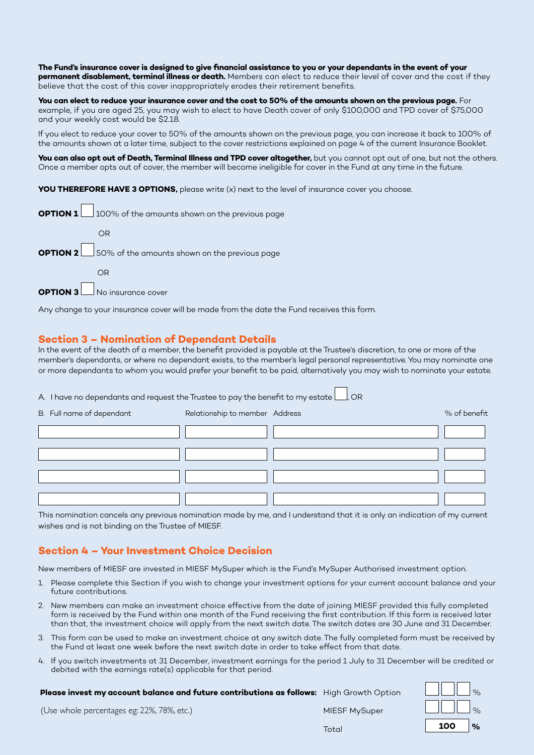**The Fund's insurance cover is designed to give financial assistance to you or your dependants in the event of your permanent disablement, terminal illness or death.** Members can elect to reduce their level of cover and the cost if they believe that the cost of this cover inappropriately erodes their retirement benefits.

**You can elect to reduce your insurance cover and the cost to 50% of the amounts shown on the previous page.** For example, if you are aged 25, you may wish to elect to have Death cover of only $100,000 and TPD cover of $75,000 and your weekly cost would be $2.18.

If you elect to reduce your cover to 50% of the amounts shown on the previous page, you can increase it back to 100% of the amounts shown at a later time, subject to the cover restrictions explained on page 4 of the current Insurance Booklet.

**You can also opt out of Death, Terminal Illness and TPD cover altogether,** but you cannot opt out of one, but not the others. Once a member opts out of cover, the member will become ineligible for cover in the Fund at any time in the future.

**YOU THEREFORE HAVE 3 OPTIONS,** please write (x) next to the level of insurance cover you choose.

**OPTION 1** ☐ 100% of the amounts shown on the previous page

OR

**OPTION 2** ☐ 50% of the amounts shown on the previous page

OR

**OPTION 3** ☐ No insurance cover

Any change to your insurance cover will be made from the date the Fund receives this form.

## Section 3 – Nomination of Dependant Details

In the event of the death of a member, the benefit provided is payable at the Trustee's discretion, to one or more of the member's dependants, or where no dependant exists, to the member's legal personal representative. You may nominate one or more dependants to whom you would prefer your benefit to be paid, alternatively you may wish to nominate your estate.

A. I have no dependants and request the Trustee to pay the benefit to my estate ☐, OR

| B. Full name of dependant | Relationship to member | Address | % of benefit |
|---|---|---|---|
| | | | |
| | | | |
| | | | |
| | | | |

This nomination cancels any previous nomination made by me, and I understand that it is only an indication of my current wishes and is not binding on the Trustee of MIESF.

## Section 4 – Your Investment Choice Decision

New members of MIESF are invested in MIESF MySuper which is the Fund's MySuper Authorised investment option.

1. Please complete this Section if you wish to change your investment options for your current account balance and your future contributions.
2. New members can make an investment choice effective from the date of joining MIESF provided this fully completed form is received by the Fund within one month of the Fund receiving the first contribution. If this form is received later than that, the investment choice will apply from the next switch date. The switch dates are 30 June and 31 December.
3. This form can be used to make an investment choice at any switch date. The fully completed form must be received by the Fund at least one week before the next switch date in order to take effect from that date.
4. If you switch investments at 31 December, investment earnings for the period 1 July to 31 December will be credited or debited with the earnings rate(s) applicable for that period.

**Please invest my account balance and future contributions as follows:**

(Use whole percentages eg: 22%, 78%, etc.)

| Option | % |
|---|---|
| High Growth Option | ☐☐☐ % |
| MIESF MySuper | ☐☐☐ % |
| Total | **100 %** |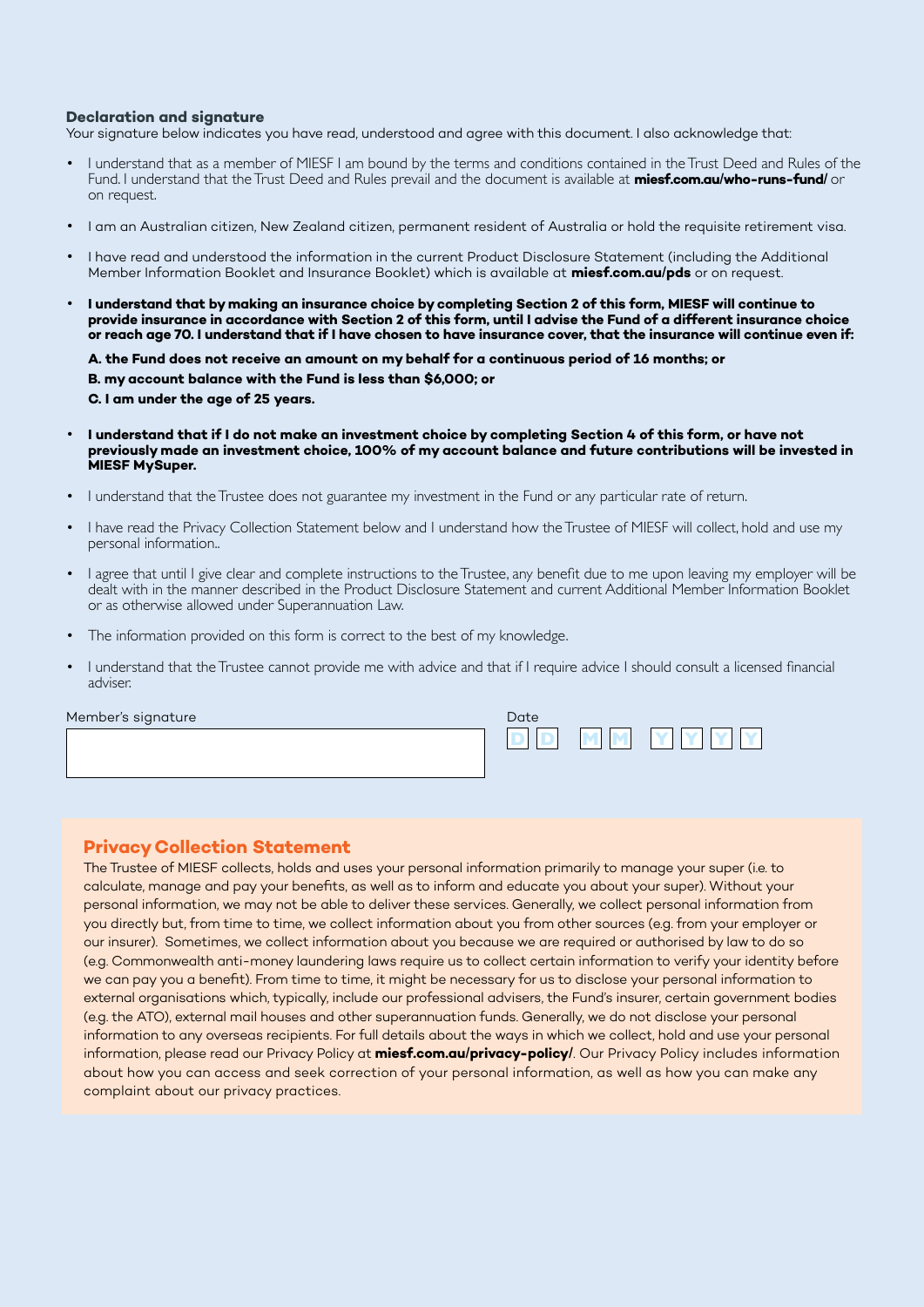### Declaration and signature

Your signature below indicates you have read, understood and agree with this document. I also acknowledge that:

- I understand that as a member of MIESF I am bound by the terms and conditions contained in the Trust Deed and Rules of the Fund. I understand that the Trust Deed and Rules prevail and the document is available at **miesf.com.au/who-runs-fund/** or on request.
- I am an Australian citizen, New Zealand citizen, permanent resident of Australia or hold the requisite retirement visa.
- I have read and understood the information in the current Product Disclosure Statement (including the Additional Member Information Booklet and Insurance Booklet) which is available at **miesf.com.au/pds** or on request.
- **I understand that by making an insurance choice by completing Section 2 of this form, MIESF will continue to provide insurance in accordance with Section 2 of this form, until I advise the Fund of a different insurance choice or reach age 70. I understand that if I have chosen to have insurance cover, that the insurance will continue even if:**

  **A. the Fund does not receive an amount on my behalf for a continuous period of 16 months; or**

  **B. my account balance with the Fund is less than $6,000; or**

  **C. I am under the age of 25 years.**
- **I understand that if I do not make an investment choice by completing Section 4 of this form, or have not previously made an investment choice, 100% of my account balance and future contributions will be invested in MIESF MySuper.**
- I understand that the Trustee does not guarantee my investment in the Fund or any particular rate of return.
- I have read the Privacy Collection Statement below and I understand how the Trustee of MIESF will collect, hold and use my personal information..
- I agree that until I give clear and complete instructions to the Trustee, any benefit due to me upon leaving my employer will be dealt with in the manner described in the Product Disclosure Statement and current Additional Member Information Booklet or as otherwise allowed under Superannuation Law.
- The information provided on this form is correct to the best of my knowledge.
- I understand that the Trustee cannot provide me with advice and that if I require advice I should consult a licensed financial adviser.

Member's signature

Date D D M M Y Y Y Y

## Privacy Collection Statement

The Trustee of MIESF collects, holds and uses your personal information primarily to manage your super (i.e. to calculate, manage and pay your benefits, as well as to inform and educate you about your super). Without your personal information, we may not be able to deliver these services. Generally, we collect personal information from you directly but, from time to time, we collect information about you from other sources (e.g. from your employer or our insurer). Sometimes, we collect information about you because we are required or authorised by law to do so (e.g. Commonwealth anti-money laundering laws require us to collect certain information to verify your identity before we can pay you a benefit). From time to time, it might be necessary for us to disclose your personal information to external organisations which, typically, include our professional advisers, the Fund's insurer, certain government bodies (e.g. the ATO), external mail houses and other superannuation funds. Generally, we do not disclose your personal information to any overseas recipients. For full details about the ways in which we collect, hold and use your personal information, please read our Privacy Policy at **miesf.com.au/privacy-policy/**. Our Privacy Policy includes information about how you can access and seek correction of your personal information, as well as how you can make any complaint about our privacy practices.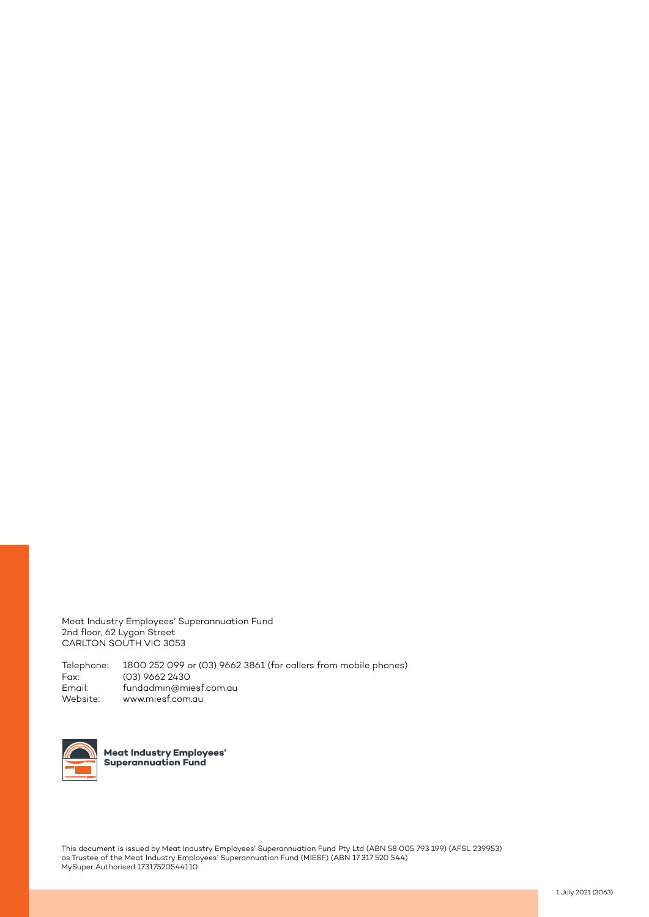Meat Industry Employees' Superannuation Fund
2nd floor, 62 Lygon Street
CARLTON SOUTH VIC 3053

| | |
|---|---|
| Telephone: | 1800 252 099 or (03) 9662 3861 (for callers from mobile phones) |
| Fax: | (03) 9662 2430 |
| Email: | fundadmin@miesf.com.au |
| Website: | www.miesf.com.au |

**Meat Industry Employees' Superannuation Fund**

This document is issued by Meat Industry Employees' Superannuation Fund Pty Ltd (ABN 58 005 793 199) (AFSL 239953) as Trustee of the Meat Industry Employees' Superannuation Fund (MIESF) (ABN 17 317 520 544)
MySuper Authorised 17317520544110

1 July 2021 (3063)